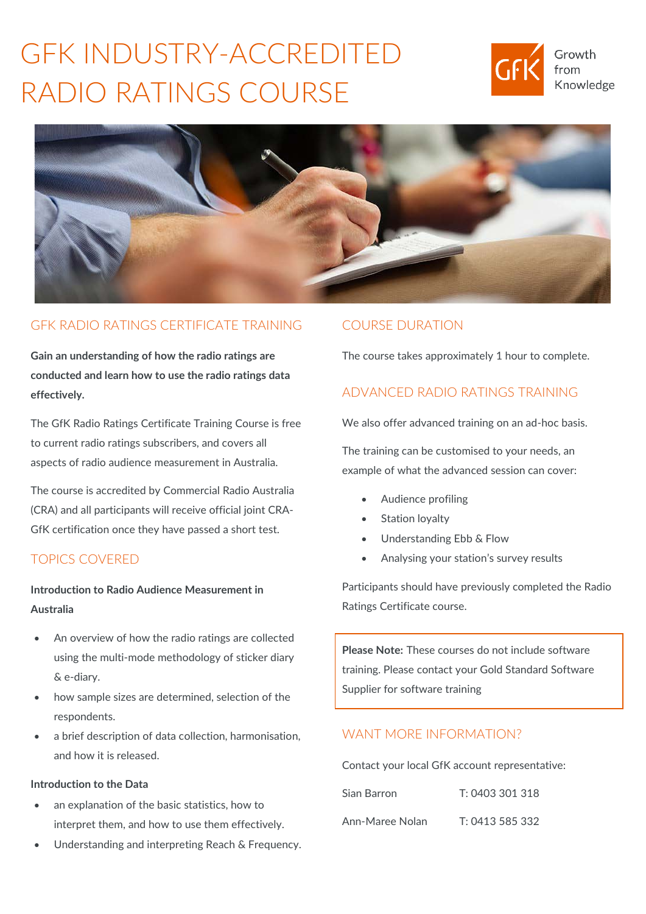# GFK INDUSTRY-ACCREDITED RADIO RATINGS COURSE

Growth from Knowledge

## GFK RADIO RATINGS CERTIFICATE TRAINING

**Gain an understanding of how the radio ratings are conducted and learn how to use the radio ratings data effectively.**

The GfK Radio Ratings Certificate Training Course is free to current radio ratings subscribers, and covers all aspects of radio audience measurement in Australia.

The course is accredited by Commercial Radio Australia (CRA) and all participants will receive official joint CRA-GfK certification once they have passed a short test.

## TOPICS COVERED

**Introduction to Radio Audience Measurement in Australia**

- An overview of how the radio ratings are collected using the multi-mode methodology of sticker diary & e-diary.
- how sample sizes are determined, selection of the respondents.
- a brief description of data collection, harmonisation, and how it is released.

**Introduction to the Data**

- an explanation of the basic statistics, how to interpret them, and how to use them effectively.
- Understanding and interpreting Reach & Frequency.

## COURSE DURATION

The course takes approximately 1 hour to complete.

## ADVANCED RADIO RATINGS TRAINING

We also offer advanced training on an ad-hoc basis.

The training can be customised to your needs, an example of what the advanced session can cover:

- Audience profiling
- Station loyalty
- Understanding Ebb & Flow
- Analysing your station's survey results

Participants should have previously completed the Radio Ratings Certificate course.

**Please Note:** These courses do not include software training. Please contact your Gold Standard Software Supplier for software training

## WANT MORE INFORMATION?

Contact your local GfK account representative:

| | |
|---|---|
| Sian Barron | T: 0403 301 318 |
| Ann-Maree Nolan | T: 0413 585 332 |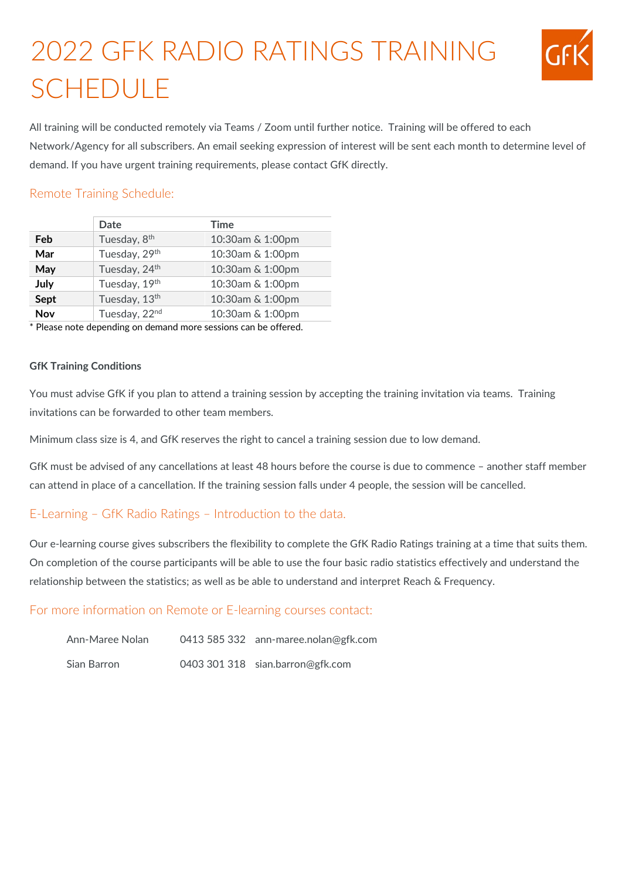# 2022 GFK RADIO RATINGS TRAINING SCHEDULE

All training will be conducted remotely via Teams / Zoom until further notice. Training will be offered to each Network/Agency for all subscribers. An email seeking expression of interest will be sent each month to determine level of demand. If you have urgent training requirements, please contact GfK directly.

## Remote Training Schedule:

| | Date | Time |
|---|---|---|
| **Feb** | Tuesday, 8th | 10:30am & 1:00pm |
| **Mar** | Tuesday, 29th | 10:30am & 1:00pm |
| **May** | Tuesday, 24th | 10:30am & 1:00pm |
| **July** | Tuesday, 19th | 10:30am & 1:00pm |
| **Sept** | Tuesday, 13th | 10:30am & 1:00pm |
| **Nov** | Tuesday, 22nd | 10:30am & 1:00pm |

* Please note depending on demand more sessions can be offered.

**GfK Training Conditions**

You must advise GfK if you plan to attend a training session by accepting the training invitation via teams. Training invitations can be forwarded to other team members.

Minimum class size is 4, and GfK reserves the right to cancel a training session due to low demand.

GfK must be advised of any cancellations at least 48 hours before the course is due to commence – another staff member can attend in place of a cancellation. If the training session falls under 4 people, the session will be cancelled.

## E-Learning – GfK Radio Ratings – Introduction to the data.

Our e-learning course gives subscribers the flexibility to complete the GfK Radio Ratings training at a time that suits them. On completion of the course participants will be able to use the four basic radio statistics effectively and understand the relationship between the statistics; as well as be able to understand and interpret Reach & Frequency.

## For more information on Remote or E-learning courses contact:

| | | |
|---|---|---|
| Ann-Maree Nolan | 0413 585 332 | ann-maree.nolan@gfk.com |
| Sian Barron | 0403 301 318 | sian.barron@gfk.com |